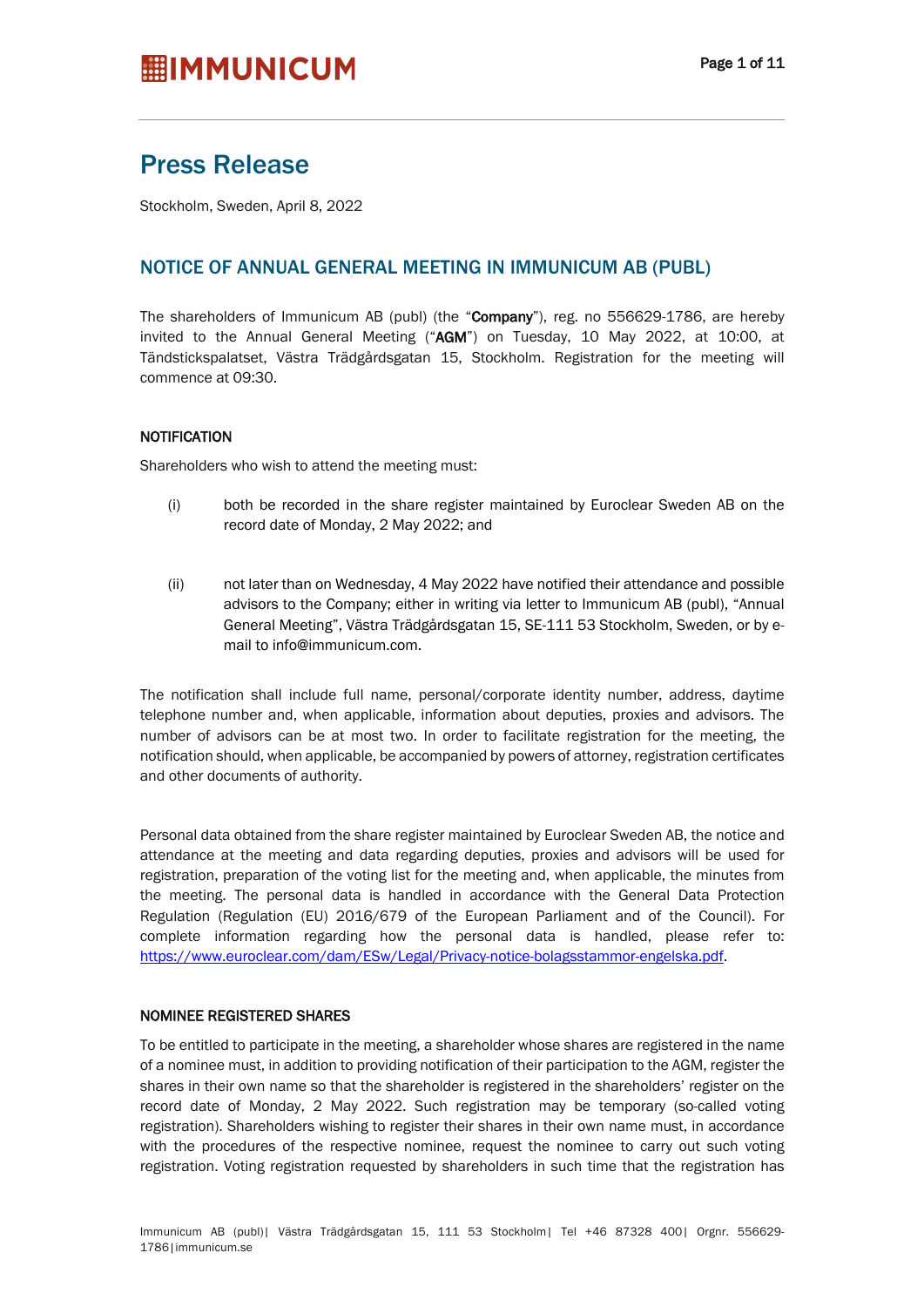# Press Release

Stockholm, Sweden, April 8, 2022

## NOTICE OF ANNUAL GENERAL MEETING IN IMMUNICUM AB (PUBL)

The shareholders of Immunicum AB (publ) (the "**Company**"), reg. no 556629-1786, are hereby invited to the Annual General Meeting ("**AGM**") on Tuesday, 10 May 2022, at 10:00, at Tändstickspalatset, Västra Trädgårdsgatan 15, Stockholm. Registration for the meeting will commence at 09:30.

### NOTIFICATION

Shareholders who wish to attend the meeting must:

(i) both be recorded in the share register maintained by Euroclear Sweden AB on the record date of Monday, 2 May 2022; and

(ii) not later than on Wednesday, 4 May 2022 have notified their attendance and possible advisors to the Company; either in writing via letter to Immunicum AB (publ), "Annual General Meeting", Västra Trädgårdsgatan 15, SE-111 53 Stockholm, Sweden, or by e-mail to info@immunicum.com.

The notification shall include full name, personal/corporate identity number, address, daytime telephone number and, when applicable, information about deputies, proxies and advisors. The number of advisors can be at most two. In order to facilitate registration for the meeting, the notification should, when applicable, be accompanied by powers of attorney, registration certificates and other documents of authority.

Personal data obtained from the share register maintained by Euroclear Sweden AB, the notice and attendance at the meeting and data regarding deputies, proxies and advisors will be used for registration, preparation of the voting list for the meeting and, when applicable, the minutes from the meeting. The personal data is handled in accordance with the General Data Protection Regulation (Regulation (EU) 2016/679 of the European Parliament and of the Council). For complete information regarding how the personal data is handled, please refer to: https://www.euroclear.com/dam/ESw/Legal/Privacy-notice-bolagsstammor-engelska.pdf.

### NOMINEE REGISTERED SHARES

To be entitled to participate in the meeting, a shareholder whose shares are registered in the name of a nominee must, in addition to providing notification of their participation to the AGM, register the shares in their own name so that the shareholder is registered in the shareholders' register on the record date of Monday, 2 May 2022. Such registration may be temporary (so-called voting registration). Shareholders wishing to register their shares in their own name must, in accordance with the procedures of the respective nominee, request the nominee to carry out such voting registration. Voting registration requested by shareholders in such time that the registration has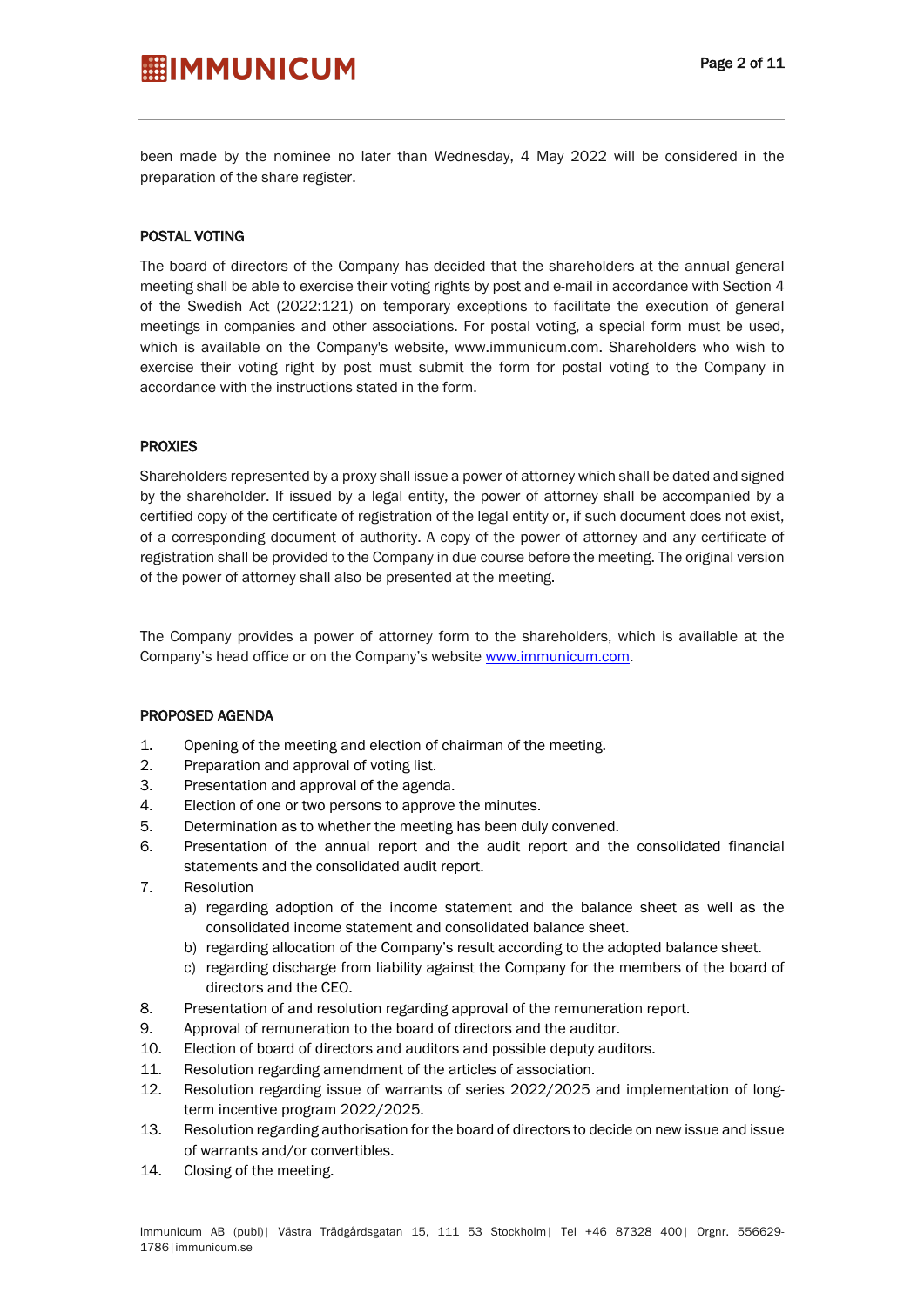been made by the nominee no later than Wednesday, 4 May 2022 will be considered in the preparation of the share register.

## POSTAL VOTING

The board of directors of the Company has decided that the shareholders at the annual general meeting shall be able to exercise their voting rights by post and e-mail in accordance with Section 4 of the Swedish Act (2022:121) on temporary exceptions to facilitate the execution of general meetings in companies and other associations. For postal voting, a special form must be used, which is available on the Company's website, www.immunicum.com. Shareholders who wish to exercise their voting right by post must submit the form for postal voting to the Company in accordance with the instructions stated in the form.

## PROXIES

Shareholders represented by a proxy shall issue a power of attorney which shall be dated and signed by the shareholder. If issued by a legal entity, the power of attorney shall be accompanied by a certified copy of the certificate of registration of the legal entity or, if such document does not exist, of a corresponding document of authority. A copy of the power of attorney and any certificate of registration shall be provided to the Company in due course before the meeting. The original version of the power of attorney shall also be presented at the meeting.

The Company provides a power of attorney form to the shareholders, which is available at the Company's head office or on the Company's website www.immunicum.com.

## PROPOSED AGENDA

1. Opening of the meeting and election of chairman of the meeting.
2. Preparation and approval of voting list.
3. Presentation and approval of the agenda.
4. Election of one or two persons to approve the minutes.
5. Determination as to whether the meeting has been duly convened.
6. Presentation of the annual report and the audit report and the consolidated financial statements and the consolidated audit report.
7. Resolution
   a) regarding adoption of the income statement and the balance sheet as well as the consolidated income statement and consolidated balance sheet.
   b) regarding allocation of the Company's result according to the adopted balance sheet.
   c) regarding discharge from liability against the Company for the members of the board of directors and the CEO.
8. Presentation of and resolution regarding approval of the remuneration report.
9. Approval of remuneration to the board of directors and the auditor.
10. Election of board of directors and auditors and possible deputy auditors.
11. Resolution regarding amendment of the articles of association.
12. Resolution regarding issue of warrants of series 2022/2025 and implementation of long-term incentive program 2022/2025.
13. Resolution regarding authorisation for the board of directors to decide on new issue and issue of warrants and/or convertibles.
14. Closing of the meeting.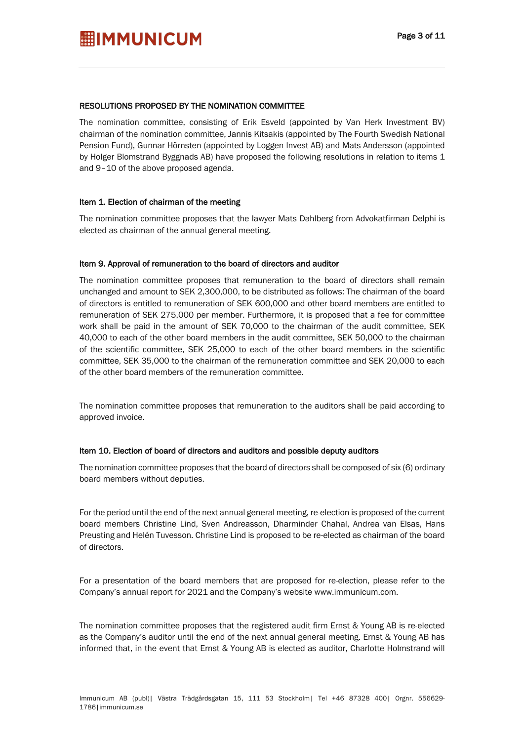## RESOLUTIONS PROPOSED BY THE NOMINATION COMMITTEE

The nomination committee, consisting of Erik Esveld (appointed by Van Herk Investment BV) chairman of the nomination committee, Jannis Kitsakis (appointed by The Fourth Swedish National Pension Fund), Gunnar Hörnsten (appointed by Loggen Invest AB) and Mats Andersson (appointed by Holger Blomstrand Byggnads AB) have proposed the following resolutions in relation to items 1 and 9–10 of the above proposed agenda.

### Item 1. Election of chairman of the meeting

The nomination committee proposes that the lawyer Mats Dahlberg from Advokatfirman Delphi is elected as chairman of the annual general meeting.

### Item 9. Approval of remuneration to the board of directors and auditor

The nomination committee proposes that remuneration to the board of directors shall remain unchanged and amount to SEK 2,300,000, to be distributed as follows: The chairman of the board of directors is entitled to remuneration of SEK 600,000 and other board members are entitled to remuneration of SEK 275,000 per member. Furthermore, it is proposed that a fee for committee work shall be paid in the amount of SEK 70,000 to the chairman of the audit committee, SEK 40,000 to each of the other board members in the audit committee, SEK 50,000 to the chairman of the scientific committee, SEK 25,000 to each of the other board members in the scientific committee, SEK 35,000 to the chairman of the remuneration committee and SEK 20,000 to each of the other board members of the remuneration committee.

The nomination committee proposes that remuneration to the auditors shall be paid according to approved invoice.

### Item 10. Election of board of directors and auditors and possible deputy auditors

The nomination committee proposes that the board of directors shall be composed of six (6) ordinary board members without deputies.

For the period until the end of the next annual general meeting, re-election is proposed of the current board members Christine Lind, Sven Andreasson, Dharminder Chahal, Andrea van Elsas, Hans Preusting and Helén Tuvesson. Christine Lind is proposed to be re-elected as chairman of the board of directors.

For a presentation of the board members that are proposed for re-election, please refer to the Company's annual report for 2021 and the Company's website www.immunicum.com.

The nomination committee proposes that the registered audit firm Ernst & Young AB is re-elected as the Company's auditor until the end of the next annual general meeting. Ernst & Young AB has informed that, in the event that Ernst & Young AB is elected as auditor, Charlotte Holmstrand will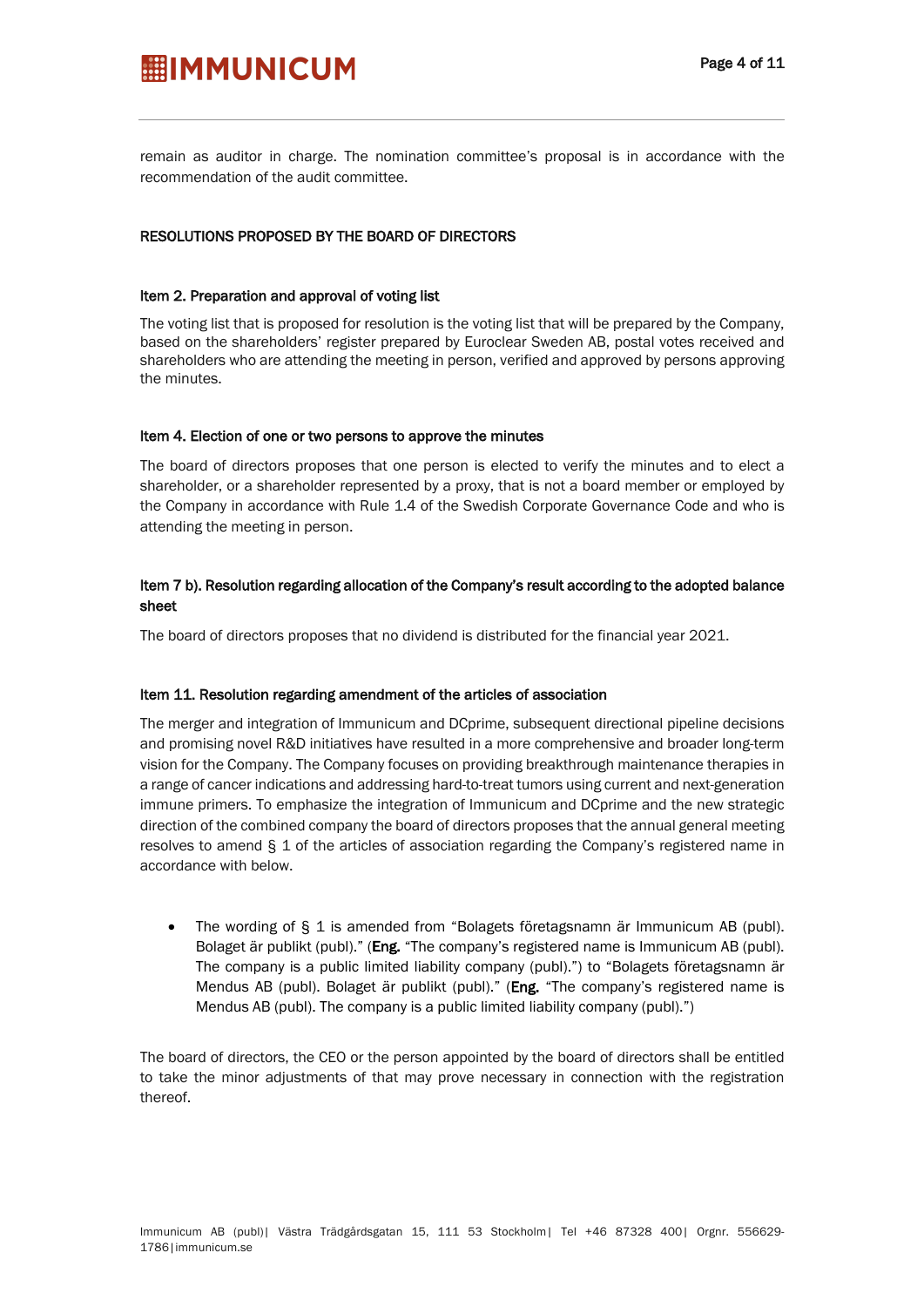remain as auditor in charge. The nomination committee's proposal is in accordance with the recommendation of the audit committee.

## RESOLUTIONS PROPOSED BY THE BOARD OF DIRECTORS

### Item 2. Preparation and approval of voting list

The voting list that is proposed for resolution is the voting list that will be prepared by the Company, based on the shareholders' register prepared by Euroclear Sweden AB, postal votes received and shareholders who are attending the meeting in person, verified and approved by persons approving the minutes.

### Item 4. Election of one or two persons to approve the minutes

The board of directors proposes that one person is elected to verify the minutes and to elect a shareholder, or a shareholder represented by a proxy, that is not a board member or employed by the Company in accordance with Rule 1.4 of the Swedish Corporate Governance Code and who is attending the meeting in person.

### Item 7 b). Resolution regarding allocation of the Company's result according to the adopted balance sheet

The board of directors proposes that no dividend is distributed for the financial year 2021.

### Item 11. Resolution regarding amendment of the articles of association

The merger and integration of Immunicum and DCprime, subsequent directional pipeline decisions and promising novel R&D initiatives have resulted in a more comprehensive and broader long-term vision for the Company. The Company focuses on providing breakthrough maintenance therapies in a range of cancer indications and addressing hard-to-treat tumors using current and next-generation immune primers. To emphasize the integration of Immunicum and DCprime and the new strategic direction of the combined company the board of directors proposes that the annual general meeting resolves to amend § 1 of the articles of association regarding the Company's registered name in accordance with below.

- The wording of § 1 is amended from "Bolagets företagsnamn är Immunicum AB (publ). Bolaget är publikt (publ)." (**Eng.** "The company's registered name is Immunicum AB (publ). The company is a public limited liability company (publ).") to "Bolagets företagsnamn är Mendus AB (publ). Bolaget är publikt (publ)." (**Eng.** "The company's registered name is Mendus AB (publ). The company is a public limited liability company (publ).")

The board of directors, the CEO or the person appointed by the board of directors shall be entitled to take the minor adjustments of that may prove necessary in connection with the registration thereof.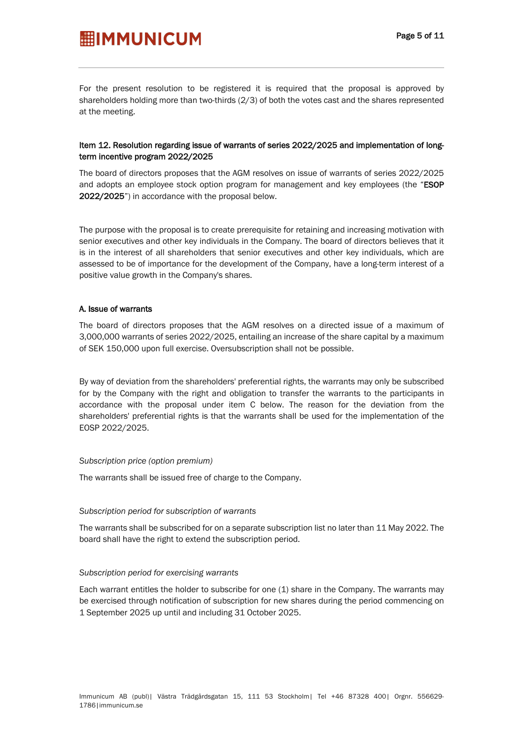For the present resolution to be registered it is required that the proposal is approved by shareholders holding more than two-thirds (2/3) of both the votes cast and the shares represented at the meeting.

### Item 12. Resolution regarding issue of warrants of series 2022/2025 and implementation of long-term incentive program 2022/2025

The board of directors proposes that the AGM resolves on issue of warrants of series 2022/2025 and adopts an employee stock option program for management and key employees (the "**ESOP 2022/2025**") in accordance with the proposal below.

The purpose with the proposal is to create prerequisite for retaining and increasing motivation with senior executives and other key individuals in the Company. The board of directors believes that it is in the interest of all shareholders that senior executives and other key individuals, which are assessed to be of importance for the development of the Company, have a long-term interest of a positive value growth in the Company's shares.

#### A. Issue of warrants

The board of directors proposes that the AGM resolves on a directed issue of a maximum of 3,000,000 warrants of series 2022/2025, entailing an increase of the share capital by a maximum of SEK 150,000 upon full exercise. Oversubscription shall not be possible.

By way of deviation from the shareholders' preferential rights, the warrants may only be subscribed for by the Company with the right and obligation to transfer the warrants to the participants in accordance with the proposal under item C below. The reason for the deviation from the shareholders' preferential rights is that the warrants shall be used for the implementation of the EOSP 2022/2025.

*Subscription price (option premium)*

The warrants shall be issued free of charge to the Company.

*Subscription period for subscription of warrants*

The warrants shall be subscribed for on a separate subscription list no later than 11 May 2022. The board shall have the right to extend the subscription period.

*Subscription period for exercising warrants*

Each warrant entitles the holder to subscribe for one (1) share in the Company. The warrants may be exercised through notification of subscription for new shares during the period commencing on 1 September 2025 up until and including 31 October 2025.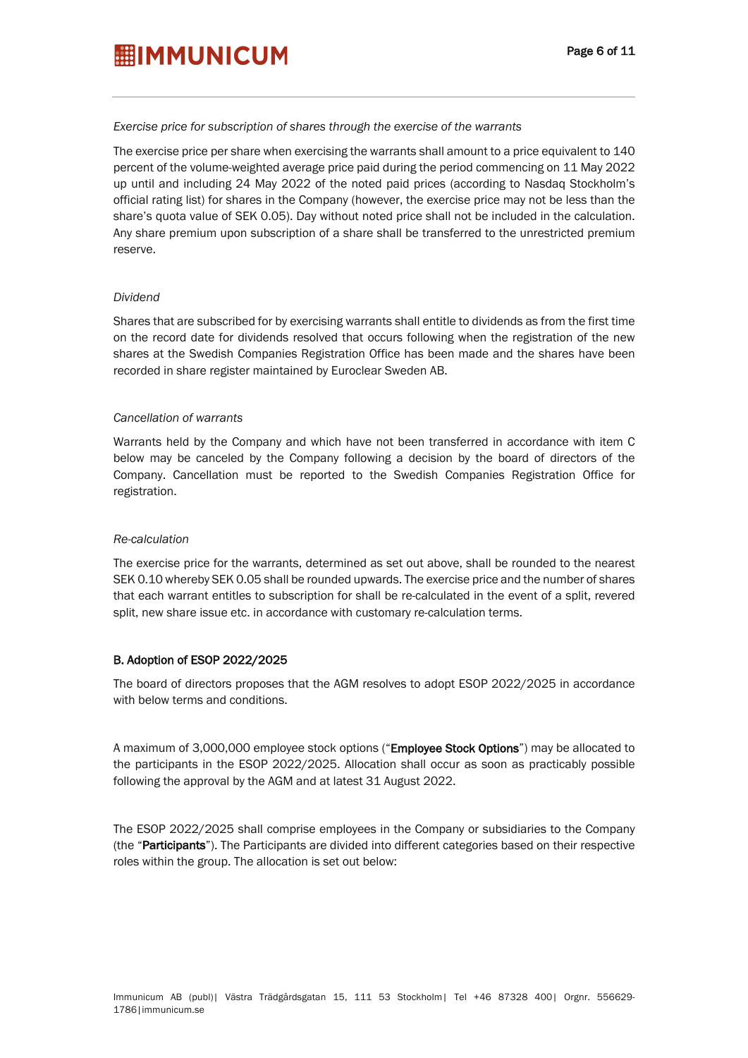*Exercise price for subscription of shares through the exercise of the warrants*

The exercise price per share when exercising the warrants shall amount to a price equivalent to 140 percent of the volume-weighted average price paid during the period commencing on 11 May 2022 up until and including 24 May 2022 of the noted paid prices (according to Nasdaq Stockholm's official rating list) for shares in the Company (however, the exercise price may not be less than the share's quota value of SEK 0.05). Day without noted price shall not be included in the calculation. Any share premium upon subscription of a share shall be transferred to the unrestricted premium reserve.

*Dividend*

Shares that are subscribed for by exercising warrants shall entitle to dividends as from the first time on the record date for dividends resolved that occurs following when the registration of the new shares at the Swedish Companies Registration Office has been made and the shares have been recorded in share register maintained by Euroclear Sweden AB.

*Cancellation of warrants*

Warrants held by the Company and which have not been transferred in accordance with item C below may be canceled by the Company following a decision by the board of directors of the Company. Cancellation must be reported to the Swedish Companies Registration Office for registration.

*Re-calculation*

The exercise price for the warrants, determined as set out above, shall be rounded to the nearest SEK 0.10 whereby SEK 0.05 shall be rounded upwards. The exercise price and the number of shares that each warrant entitles to subscription for shall be re-calculated in the event of a split, revered split, new share issue etc. in accordance with customary re-calculation terms.

**B. Adoption of ESOP 2022/2025**

The board of directors proposes that the AGM resolves to adopt ESOP 2022/2025 in accordance with below terms and conditions.

A maximum of 3,000,000 employee stock options ("**Employee Stock Options**") may be allocated to the participants in the ESOP 2022/2025. Allocation shall occur as soon as practicably possible following the approval by the AGM and at latest 31 August 2022.

The ESOP 2022/2025 shall comprise employees in the Company or subsidiaries to the Company (the "**Participants**"). The Participants are divided into different categories based on their respective roles within the group. The allocation is set out below: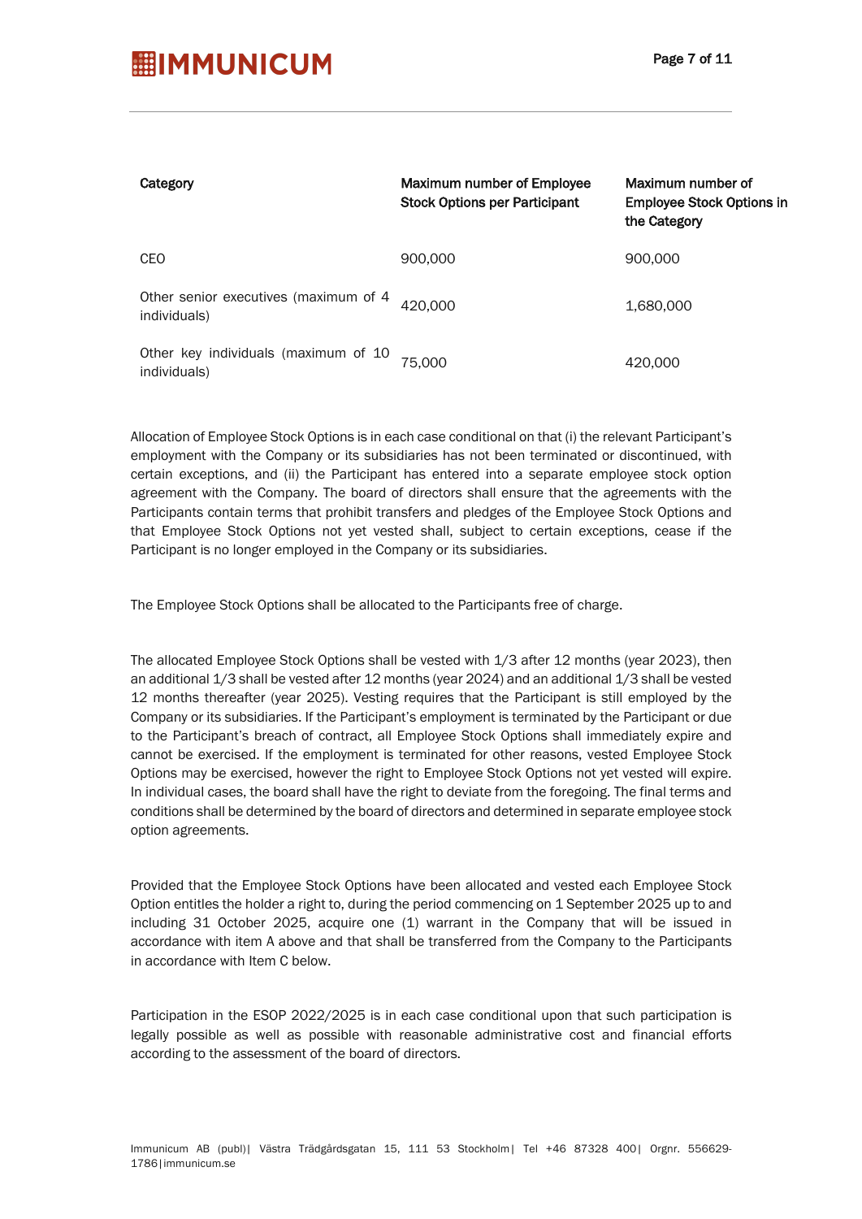| Category | Maximum number of Employee Stock Options per Participant | Maximum number of Employee Stock Options in the Category |
|---|---|---|
| CEO | 900,000 | 900,000 |
| Other senior executives (maximum of 4 individuals) | 420,000 | 1,680,000 |
| Other key individuals (maximum of 10 individuals) | 75,000 | 420,000 |

Allocation of Employee Stock Options is in each case conditional on that (i) the relevant Participant's employment with the Company or its subsidiaries has not been terminated or discontinued, with certain exceptions, and (ii) the Participant has entered into a separate employee stock option agreement with the Company. The board of directors shall ensure that the agreements with the Participants contain terms that prohibit transfers and pledges of the Employee Stock Options and that Employee Stock Options not yet vested shall, subject to certain exceptions, cease if the Participant is no longer employed in the Company or its subsidiaries.

The Employee Stock Options shall be allocated to the Participants free of charge.

The allocated Employee Stock Options shall be vested with 1/3 after 12 months (year 2023), then an additional 1/3 shall be vested after 12 months (year 2024) and an additional 1/3 shall be vested 12 months thereafter (year 2025). Vesting requires that the Participant is still employed by the Company or its subsidiaries. If the Participant's employment is terminated by the Participant or due to the Participant's breach of contract, all Employee Stock Options shall immediately expire and cannot be exercised. If the employment is terminated for other reasons, vested Employee Stock Options may be exercised, however the right to Employee Stock Options not yet vested will expire. In individual cases, the board shall have the right to deviate from the foregoing. The final terms and conditions shall be determined by the board of directors and determined in separate employee stock option agreements.

Provided that the Employee Stock Options have been allocated and vested each Employee Stock Option entitles the holder a right to, during the period commencing on 1 September 2025 up to and including 31 October 2025, acquire one (1) warrant in the Company that will be issued in accordance with item A above and that shall be transferred from the Company to the Participants in accordance with Item C below.

Participation in the ESOP 2022/2025 is in each case conditional upon that such participation is legally possible as well as possible with reasonable administrative cost and financial efforts according to the assessment of the board of directors.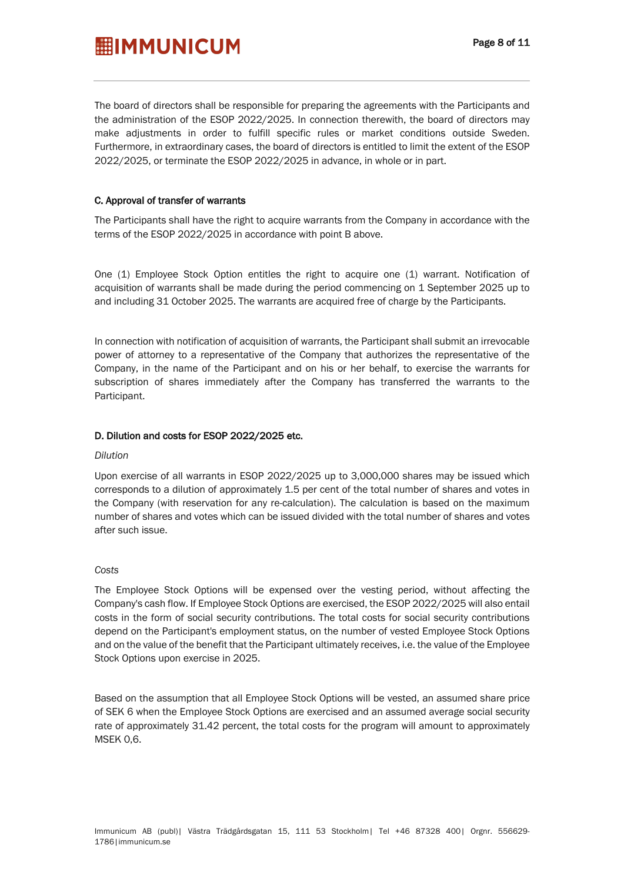The board of directors shall be responsible for preparing the agreements with the Participants and the administration of the ESOP 2022/2025. In connection therewith, the board of directors may make adjustments in order to fulfill specific rules or market conditions outside Sweden. Furthermore, in extraordinary cases, the board of directors is entitled to limit the extent of the ESOP 2022/2025, or terminate the ESOP 2022/2025 in advance, in whole or in part.

**C. Approval of transfer of warrants**

The Participants shall have the right to acquire warrants from the Company in accordance with the terms of the ESOP 2022/2025 in accordance with point B above.

One (1) Employee Stock Option entitles the right to acquire one (1) warrant. Notification of acquisition of warrants shall be made during the period commencing on 1 September 2025 up to and including 31 October 2025. The warrants are acquired free of charge by the Participants.

In connection with notification of acquisition of warrants, the Participant shall submit an irrevocable power of attorney to a representative of the Company that authorizes the representative of the Company, in the name of the Participant and on his or her behalf, to exercise the warrants for subscription of shares immediately after the Company has transferred the warrants to the Participant.

**D. Dilution and costs for ESOP 2022/2025 etc.**

*Dilution*

Upon exercise of all warrants in ESOP 2022/2025 up to 3,000,000 shares may be issued which corresponds to a dilution of approximately 1.5 per cent of the total number of shares and votes in the Company (with reservation for any re-calculation). The calculation is based on the maximum number of shares and votes which can be issued divided with the total number of shares and votes after such issue.

*Costs*

The Employee Stock Options will be expensed over the vesting period, without affecting the Company's cash flow. If Employee Stock Options are exercised, the ESOP 2022/2025 will also entail costs in the form of social security contributions. The total costs for social security contributions depend on the Participant's employment status, on the number of vested Employee Stock Options and on the value of the benefit that the Participant ultimately receives, i.e. the value of the Employee Stock Options upon exercise in 2025.

Based on the assumption that all Employee Stock Options will be vested, an assumed share price of SEK 6 when the Employee Stock Options are exercised and an assumed average social security rate of approximately 31.42 percent, the total costs for the program will amount to approximately MSEK 0,6.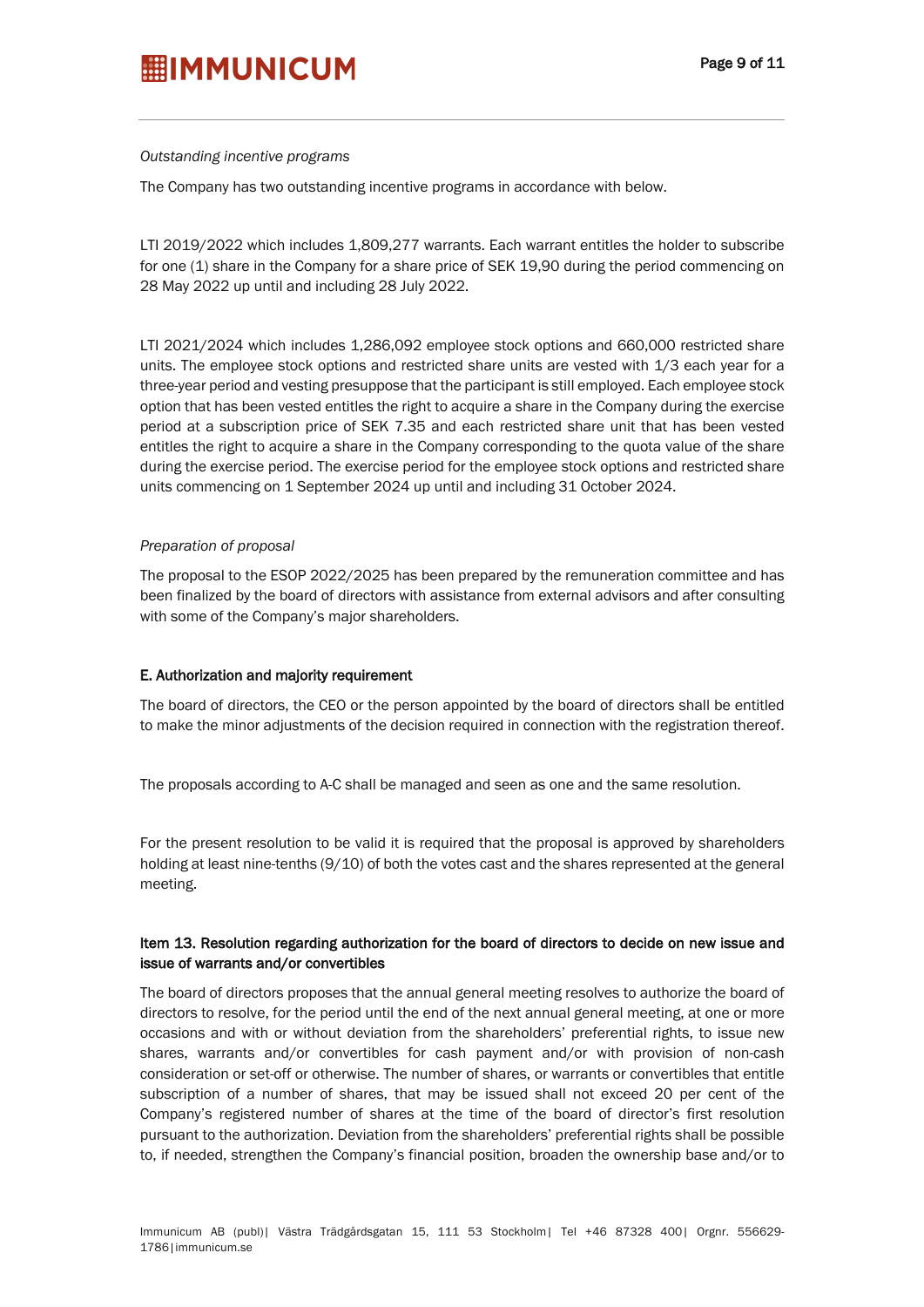*Outstanding incentive programs*

The Company has two outstanding incentive programs in accordance with below.

LTI 2019/2022 which includes 1,809,277 warrants. Each warrant entitles the holder to subscribe for one (1) share in the Company for a share price of SEK 19,90 during the period commencing on 28 May 2022 up until and including 28 July 2022.

LTI 2021/2024 which includes 1,286,092 employee stock options and 660,000 restricted share units. The employee stock options and restricted share units are vested with 1/3 each year for a three-year period and vesting presuppose that the participant is still employed. Each employee stock option that has been vested entitles the right to acquire a share in the Company during the exercise period at a subscription price of SEK 7.35 and each restricted share unit that has been vested entitles the right to acquire a share in the Company corresponding to the quota value of the share during the exercise period. The exercise period for the employee stock options and restricted share units commencing on 1 September 2024 up until and including 31 October 2024.

*Preparation of proposal*

The proposal to the ESOP 2022/2025 has been prepared by the remuneration committee and has been finalized by the board of directors with assistance from external advisors and after consulting with some of the Company's major shareholders.

**E. Authorization and majority requirement**

The board of directors, the CEO or the person appointed by the board of directors shall be entitled to make the minor adjustments of the decision required in connection with the registration thereof.

The proposals according to A-C shall be managed and seen as one and the same resolution.

For the present resolution to be valid it is required that the proposal is approved by shareholders holding at least nine-tenths (9/10) of both the votes cast and the shares represented at the general meeting.

**Item 13. Resolution regarding authorization for the board of directors to decide on new issue and issue of warrants and/or convertibles**

The board of directors proposes that the annual general meeting resolves to authorize the board of directors to resolve, for the period until the end of the next annual general meeting, at one or more occasions and with or without deviation from the shareholders' preferential rights, to issue new shares, warrants and/or convertibles for cash payment and/or with provision of non-cash consideration or set-off or otherwise. The number of shares, or warrants or convertibles that entitle subscription of a number of shares, that may be issued shall not exceed 20 per cent of the Company's registered number of shares at the time of the board of director's first resolution pursuant to the authorization. Deviation from the shareholders' preferential rights shall be possible to, if needed, strengthen the Company's financial position, broaden the ownership base and/or to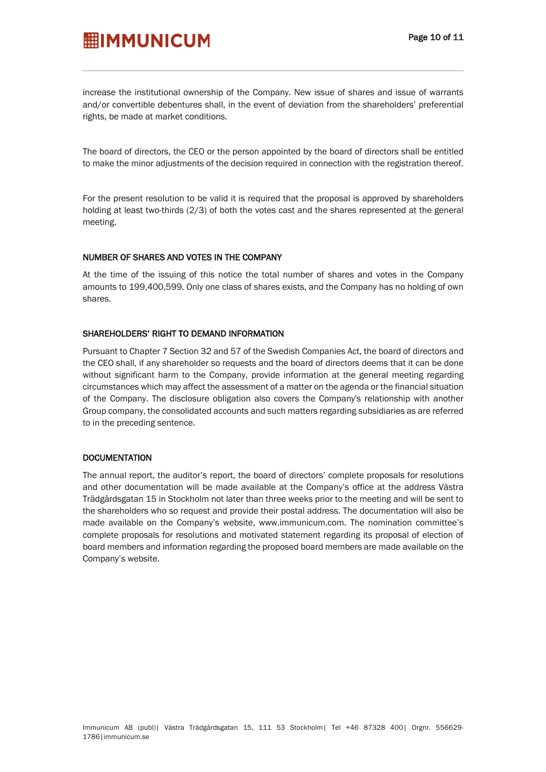increase the institutional ownership of the Company. New issue of shares and issue of warrants and/or convertible debentures shall, in the event of deviation from the shareholders' preferential rights, be made at market conditions.

The board of directors, the CEO or the person appointed by the board of directors shall be entitled to make the minor adjustments of the decision required in connection with the registration thereof.

For the present resolution to be valid it is required that the proposal is approved by shareholders holding at least two-thirds (2/3) of both the votes cast and the shares represented at the general meeting.

### NUMBER OF SHARES AND VOTES IN THE COMPANY

At the time of the issuing of this notice the total number of shares and votes in the Company amounts to 199,400,599. Only one class of shares exists, and the Company has no holding of own shares.

### SHAREHOLDERS' RIGHT TO DEMAND INFORMATION

Pursuant to Chapter 7 Section 32 and 57 of the Swedish Companies Act, the board of directors and the CEO shall, if any shareholder so requests and the board of directors deems that it can be done without significant harm to the Company, provide information at the general meeting regarding circumstances which may affect the assessment of a matter on the agenda or the financial situation of the Company. The disclosure obligation also covers the Company's relationship with another Group company, the consolidated accounts and such matters regarding subsidiaries as are referred to in the preceding sentence.

### DOCUMENTATION

The annual report, the auditor's report, the board of directors' complete proposals for resolutions and other documentation will be made available at the Company's office at the address Västra Trädgårdsgatan 15 in Stockholm not later than three weeks prior to the meeting and will be sent to the shareholders who so request and provide their postal address. The documentation will also be made available on the Company's website, www.immunicum.com. The nomination committee's complete proposals for resolutions and motivated statement regarding its proposal of election of board members and information regarding the proposed board members are made available on the Company's website.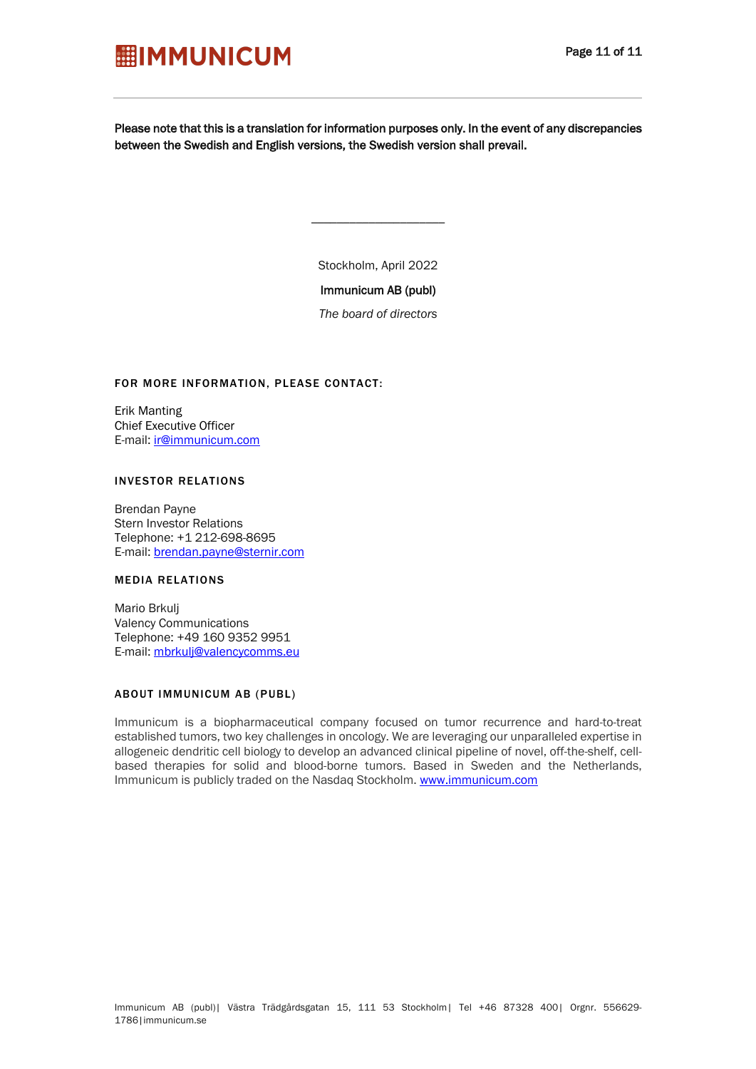**Please note that this is a translation for information purposes only. In the event of any discrepancies between the Swedish and English versions, the Swedish version shall prevail.**

\_\_\_\_\_\_\_\_\_\_\_\_\_\_\_\_\_\_\_\_

Stockholm, April 2022

**Immunicum AB (publ)**

*The board of directors*

### FOR MORE INFORMATION, PLEASE CONTACT:

Erik Manting
Chief Executive Officer
E-mail: ir@immunicum.com

### INVESTOR RELATIONS

Brendan Payne
Stern Investor Relations
Telephone: +1 212-698-8695
E-mail: brendan.payne@sternir.com

### MEDIA RELATIONS

Mario Brkulj
Valency Communications
Telephone: +49 160 9352 9951
E-mail: mbrkulj@valencycomms.eu

### ABOUT IMMUNICUM AB (PUBL)

Immunicum is a biopharmaceutical company focused on tumor recurrence and hard-to-treat established tumors, two key challenges in oncology. We are leveraging our unparalleled expertise in allogeneic dendritic cell biology to develop an advanced clinical pipeline of novel, off-the-shelf, cell-based therapies for solid and blood-borne tumors. Based in Sweden and the Netherlands, Immunicum is publicly traded on the Nasdaq Stockholm. www.immunicum.com

Immunicum AB (publ)| Västra Trädgårdsgatan 15, 111 53 Stockholm| Tel +46 87328 400| Orgnr. 556629-1786|immunicum.se